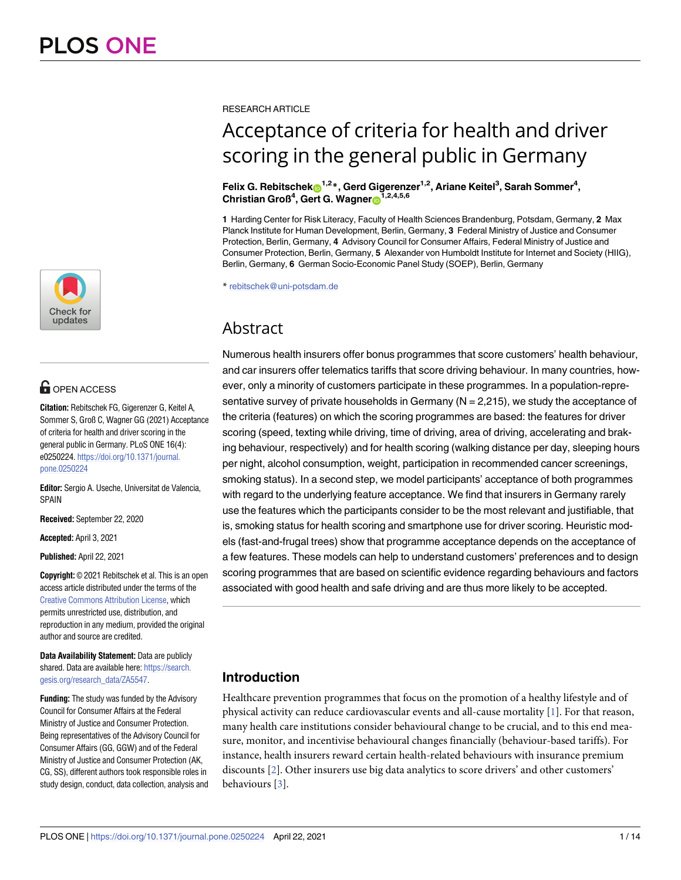RESEARCH ARTICLE

# Acceptance of criteria for health and driver scoring in the general public in Germany

**Felix G. Rebitschek[1,2]*, Gerd Gigerenzer[1,2], Ariane Keitel[3], Sarah Sommer[4], Christian Groß[4], Gert G. Wagner[1,2,4,5,6]**

**1** Harding Center for Risk Literacy, Faculty of Health Sciences Brandenburg, Potsdam, Germany, **2** Max Planck Institute for Human Development, Berlin, Germany, **3** Federal Ministry of Justice and Consumer Protection, Berlin, Germany, **4** Advisory Council for Consumer Affairs, Federal Ministry of Justice and Consumer Protection, Berlin, Germany, **5** Alexander von Humboldt Institute for Internet and Society (HIIG), Berlin, Germany, **6** German Socio-Economic Panel Study (SOEP), Berlin, Germany

* rebitschek@uni-potsdam.de

OPEN ACCESS

**Citation:** Rebitschek FG, Gigerenzer G, Keitel A, Sommer S, Groß C, Wagner GG (2021) Acceptance of criteria for health and driver scoring in the general public in Germany. PLoS ONE 16(4): e0250224. https://doi.org/10.1371/journal.pone.0250224

**Editor:** Sergio A. Useche, Universitat de Valencia, SPAIN

**Received:** September 22, 2020

**Accepted:** April 3, 2021

**Published:** April 22, 2021

**Copyright:** © 2021 Rebitschek et al. This is an open access article distributed under the terms of the Creative Commons Attribution License, which permits unrestricted use, distribution, and reproduction in any medium, provided the original author and source are credited.

**Data Availability Statement:** Data are publicly shared. Data are available here: https://search.gesis.org/research_data/ZA5547.

**Funding:** The study was funded by the Advisory Council for Consumer Affairs at the Federal Ministry of Justice and Consumer Protection. Being representatives of the Advisory Council for Consumer Affairs (GG, GGW) and of the Federal Ministry of Justice and Consumer Protection (AK, CG, SS), different authors took responsible roles in study design, conduct, data collection, analysis and

## Abstract

Numerous health insurers offer bonus programmes that score customers' health behaviour, and car insurers offer telematics tariffs that score driving behaviour. In many countries, however, only a minority of customers participate in these programmes. In a population-representative survey of private households in Germany (N = 2,215), we study the acceptance of the criteria (features) on which the scoring programmes are based: the features for driver scoring (speed, texting while driving, time of driving, area of driving, accelerating and braking behaviour, respectively) and for health scoring (walking distance per day, sleeping hours per night, alcohol consumption, weight, participation in recommended cancer screenings, smoking status). In a second step, we model participants' acceptance of both programmes with regard to the underlying feature acceptance. We find that insurers in Germany rarely use the features which the participants consider to be the most relevant and justifiable, that is, smoking status for health scoring and smartphone use for driver scoring. Heuristic models (fast-and-frugal trees) show that programme acceptance depends on the acceptance of a few features. These models can help to understand customers' preferences and to design scoring programmes that are based on scientific evidence regarding behaviours and factors associated with good health and safe driving and are thus more likely to be accepted.

## Introduction

Healthcare prevention programmes that focus on the promotion of a healthy lifestyle and of physical activity can reduce cardiovascular events and all-cause mortality [1]. For that reason, many health care institutions consider behavioural change to be crucial, and to this end measure, monitor, and incentivise behavioural changes financially (behaviour-based tariffs). For instance, health insurers reward certain health-related behaviours with insurance premium discounts [2]. Other insurers use big data analytics to score drivers' and other customers' behaviours [3].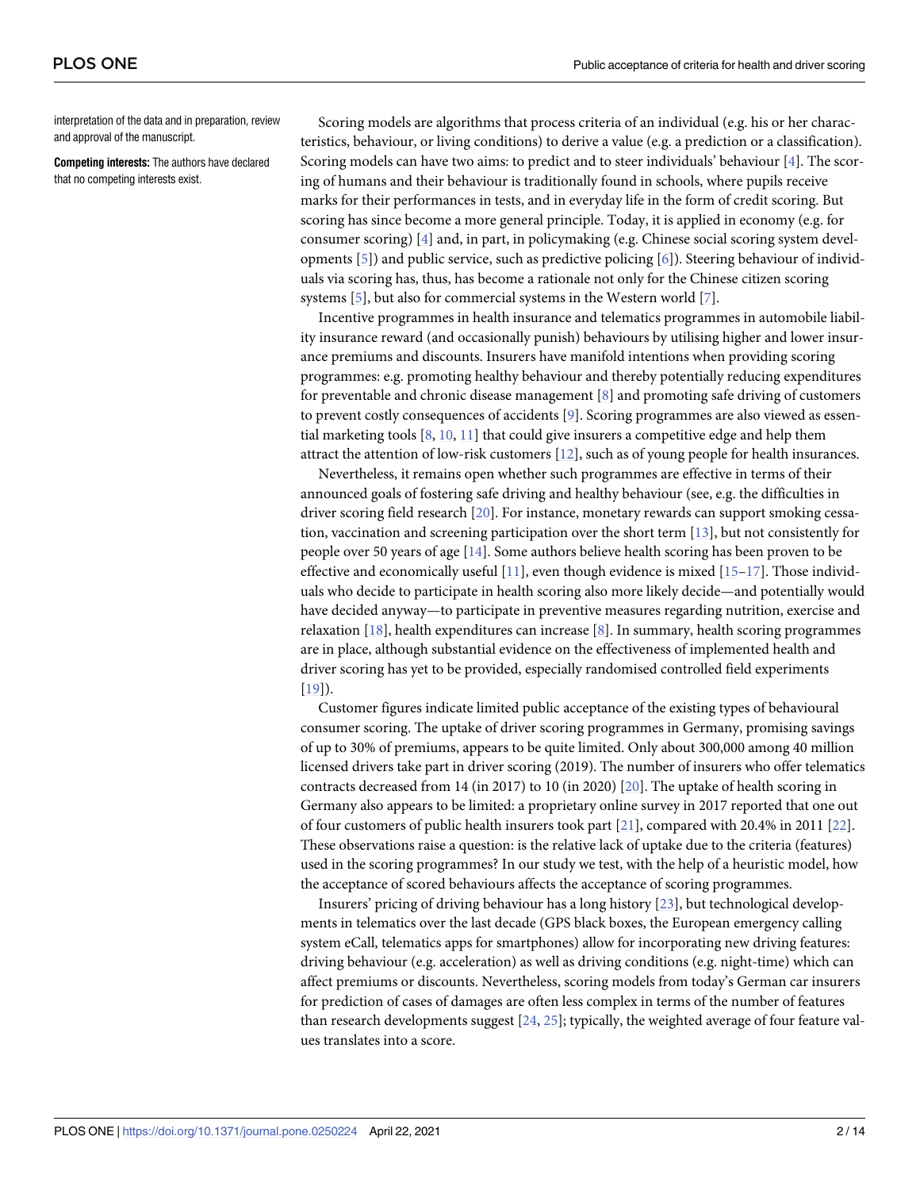interpretation of the data and in preparation, review and approval of the manuscript.

**Competing interests:** The authors have declared that no competing interests exist.

Scoring models are algorithms that process criteria of an individual (e.g. his or her characteristics, behaviour, or living conditions) to derive a value (e.g. a prediction or a classification). Scoring models can have two aims: to predict and to steer individuals' behaviour [4]. The scoring of humans and their behaviour is traditionally found in schools, where pupils receive marks for their performances in tests, and in everyday life in the form of credit scoring. But scoring has since become a more general principle. Today, it is applied in economy (e.g. for consumer scoring) [4] and, in part, in policymaking (e.g. Chinese social scoring system developments [5]) and public service, such as predictive policing [6]). Steering behaviour of individuals via scoring has, thus, has become a rationale not only for the Chinese citizen scoring systems [5], but also for commercial systems in the Western world [7].

Incentive programmes in health insurance and telematics programmes in automobile liability insurance reward (and occasionally punish) behaviours by utilising higher and lower insurance premiums and discounts. Insurers have manifold intentions when providing scoring programmes: e.g. promoting healthy behaviour and thereby potentially reducing expenditures for preventable and chronic disease management [8] and promoting safe driving of customers to prevent costly consequences of accidents [9]. Scoring programmes are also viewed as essential marketing tools [8, 10, 11] that could give insurers a competitive edge and help them attract the attention of low-risk customers [12], such as of young people for health insurances.

Nevertheless, it remains open whether such programmes are effective in terms of their announced goals of fostering safe driving and healthy behaviour (see, e.g. the difficulties in driver scoring field research [20]. For instance, monetary rewards can support smoking cessation, vaccination and screening participation over the short term [13], but not consistently for people over 50 years of age [14]. Some authors believe health scoring has been proven to be effective and economically useful [11], even though evidence is mixed [15–17]. Those individuals who decide to participate in health scoring also more likely decide—and potentially would have decided anyway—to participate in preventive measures regarding nutrition, exercise and relaxation [18], health expenditures can increase [8]. In summary, health scoring programmes are in place, although substantial evidence on the effectiveness of implemented health and driver scoring has yet to be provided, especially randomised controlled field experiments [19]).

Customer figures indicate limited public acceptance of the existing types of behavioural consumer scoring. The uptake of driver scoring programmes in Germany, promising savings of up to 30% of premiums, appears to be quite limited. Only about 300,000 among 40 million licensed drivers take part in driver scoring (2019). The number of insurers who offer telematics contracts decreased from 14 (in 2017) to 10 (in 2020) [20]. The uptake of health scoring in Germany also appears to be limited: a proprietary online survey in 2017 reported that one out of four customers of public health insurers took part [21], compared with 20.4% in 2011 [22]. These observations raise a question: is the relative lack of uptake due to the criteria (features) used in the scoring programmes? In our study we test, with the help of a heuristic model, how the acceptance of scored behaviours affects the acceptance of scoring programmes.

Insurers' pricing of driving behaviour has a long history [23], but technological developments in telematics over the last decade (GPS black boxes, the European emergency calling system eCall, telematics apps for smartphones) allow for incorporating new driving features: driving behaviour (e.g. acceleration) as well as driving conditions (e.g. night-time) which can affect premiums or discounts. Nevertheless, scoring models from today's German car insurers for prediction of cases of damages are often less complex in terms of the number of features than research developments suggest [24, 25]; typically, the weighted average of four feature values translates into a score.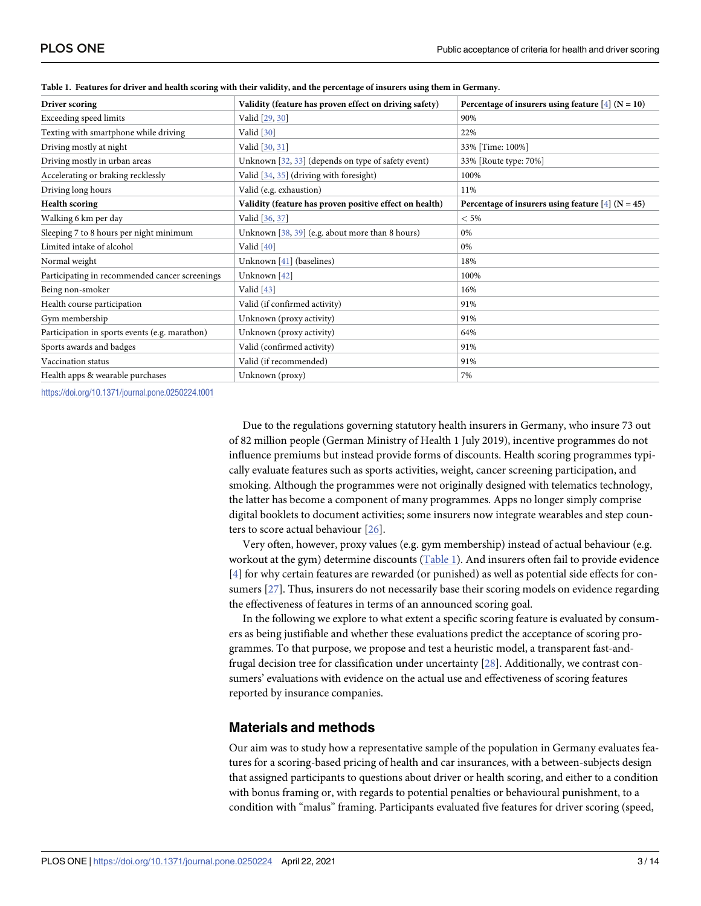**Table 1. Features for driver and health scoring with their validity, and the percentage of insurers using them in Germany.**

| Driver scoring | Validity (feature has proven effect on driving safety) | Percentage of insurers using feature [4] (N = 10) |
|---|---|---|
| Exceeding speed limits | Valid [29, 30] | 90% |
| Texting with smartphone while driving | Valid [30] | 22% |
| Driving mostly at night | Valid [30, 31] | 33% [Time: 100%] |
| Driving mostly in urban areas | Unknown [32, 33] (depends on type of safety event) | 33% [Route type: 70%] |
| Accelerating or braking recklessly | Valid [34, 35] (driving with foresight) | 100% |
| Driving long hours | Valid (e.g. exhaustion) | 11% |
| **Health scoring** | **Validity (feature has proven positive effect on health)** | **Percentage of insurers using feature [4] (N = 45)** |
| Walking 6 km per day | Valid [36, 37] | < 5% |
| Sleeping 7 to 8 hours per night minimum | Unknown [38, 39] (e.g. about more than 8 hours) | 0% |
| Limited intake of alcohol | Valid [40] | 0% |
| Normal weight | Unknown [41] (baselines) | 18% |
| Participating in recommended cancer screenings | Unknown [42] | 100% |
| Being non-smoker | Valid [43] | 16% |
| Health course participation | Valid (if confirmed activity) | 91% |
| Gym membership | Unknown (proxy activity) | 91% |
| Participation in sports events (e.g. marathon) | Unknown (proxy activity) | 64% |
| Sports awards and badges | Valid (confirmed activity) | 91% |
| Vaccination status | Valid (if recommended) | 91% |
| Health apps & wearable purchases | Unknown (proxy) | 7% |

https://doi.org/10.1371/journal.pone.0250224.t001

Due to the regulations governing statutory health insurers in Germany, who insure 73 out of 82 million people (German Ministry of Health 1 July 2019), incentive programmes do not influence premiums but instead provide forms of discounts. Health scoring programmes typically evaluate features such as sports activities, weight, cancer screening participation, and smoking. Although the programmes were not originally designed with telematics technology, the latter has become a component of many programmes. Apps no longer simply comprise digital booklets to document activities; some insurers now integrate wearables and step counters to score actual behaviour [26].

Very often, however, proxy values (e.g. gym membership) instead of actual behaviour (e.g. workout at the gym) determine discounts (Table 1). And insurers often fail to provide evidence [4] for why certain features are rewarded (or punished) as well as potential side effects for consumers [27]. Thus, insurers do not necessarily base their scoring models on evidence regarding the effectiveness of features in terms of an announced scoring goal.

In the following we explore to what extent a specific scoring feature is evaluated by consumers as being justifiable and whether these evaluations predict the acceptance of scoring programmes. To that purpose, we propose and test a heuristic model, a transparent fast-and-frugal decision tree for classification under uncertainty [28]. Additionally, we contrast consumers' evaluations with evidence on the actual use and effectiveness of scoring features reported by insurance companies.

## Materials and methods

Our aim was to study how a representative sample of the population in Germany evaluates features for a scoring-based pricing of health and car insurances, with a between-subjects design that assigned participants to questions about driver or health scoring, and either to a condition with bonus framing or, with regards to potential penalties or behavioural punishment, to a condition with "malus" framing. Participants evaluated five features for driver scoring (speed,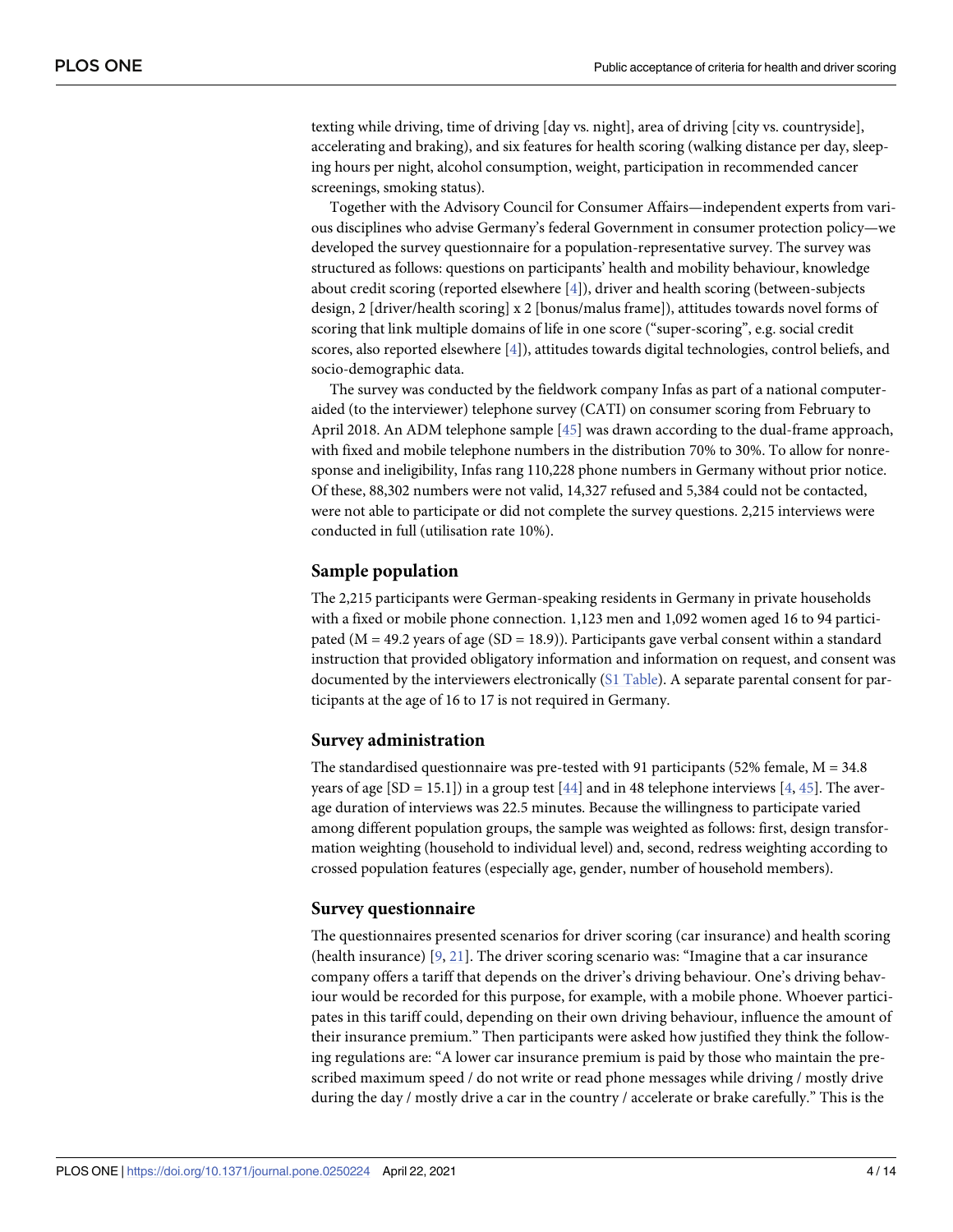texting while driving, time of driving [day vs. night], area of driving [city vs. countryside], accelerating and braking), and six features for health scoring (walking distance per day, sleeping hours per night, alcohol consumption, weight, participation in recommended cancer screenings, smoking status).

Together with the Advisory Council for Consumer Affairs—independent experts from various disciplines who advise Germany's federal Government in consumer protection policy—we developed the survey questionnaire for a population-representative survey. The survey was structured as follows: questions on participants' health and mobility behaviour, knowledge about credit scoring (reported elsewhere [4]), driver and health scoring (between-subjects design, 2 [driver/health scoring] x 2 [bonus/malus frame]), attitudes towards novel forms of scoring that link multiple domains of life in one score ("super-scoring", e.g. social credit scores, also reported elsewhere [4]), attitudes towards digital technologies, control beliefs, and socio-demographic data.

The survey was conducted by the fieldwork company Infas as part of a national computer-aided (to the interviewer) telephone survey (CATI) on consumer scoring from February to April 2018. An ADM telephone sample [45] was drawn according to the dual-frame approach, with fixed and mobile telephone numbers in the distribution 70% to 30%. To allow for nonresponse and ineligibility, Infas rang 110,228 phone numbers in Germany without prior notice. Of these, 88,302 numbers were not valid, 14,327 refused and 5,384 could not be contacted, were not able to participate or did not complete the survey questions. 2,215 interviews were conducted in full (utilisation rate 10%).

## Sample population

The 2,215 participants were German-speaking residents in Germany in private households with a fixed or mobile phone connection. 1,123 men and 1,092 women aged 16 to 94 participated (M = 49.2 years of age (SD = 18.9)). Participants gave verbal consent within a standard instruction that provided obligatory information and information on request, and consent was documented by the interviewers electronically (S1 Table). A separate parental consent for participants at the age of 16 to 17 is not required in Germany.

## Survey administration

The standardised questionnaire was pre-tested with 91 participants (52% female, M = 34.8 years of age [SD = 15.1]) in a group test [44] and in 48 telephone interviews [4, 45]. The average duration of interviews was 22.5 minutes. Because the willingness to participate varied among different population groups, the sample was weighted as follows: first, design transformation weighting (household to individual level) and, second, redress weighting according to crossed population features (especially age, gender, number of household members).

## Survey questionnaire

The questionnaires presented scenarios for driver scoring (car insurance) and health scoring (health insurance) [9, 21]. The driver scoring scenario was: "Imagine that a car insurance company offers a tariff that depends on the driver's driving behaviour. One's driving behaviour would be recorded for this purpose, for example, with a mobile phone. Whoever participates in this tariff could, depending on their own driving behaviour, influence the amount of their insurance premium." Then participants were asked how justified they think the following regulations are: "A lower car insurance premium is paid by those who maintain the prescribed maximum speed / do not write or read phone messages while driving / mostly drive during the day / mostly drive a car in the country / accelerate or brake carefully." This is the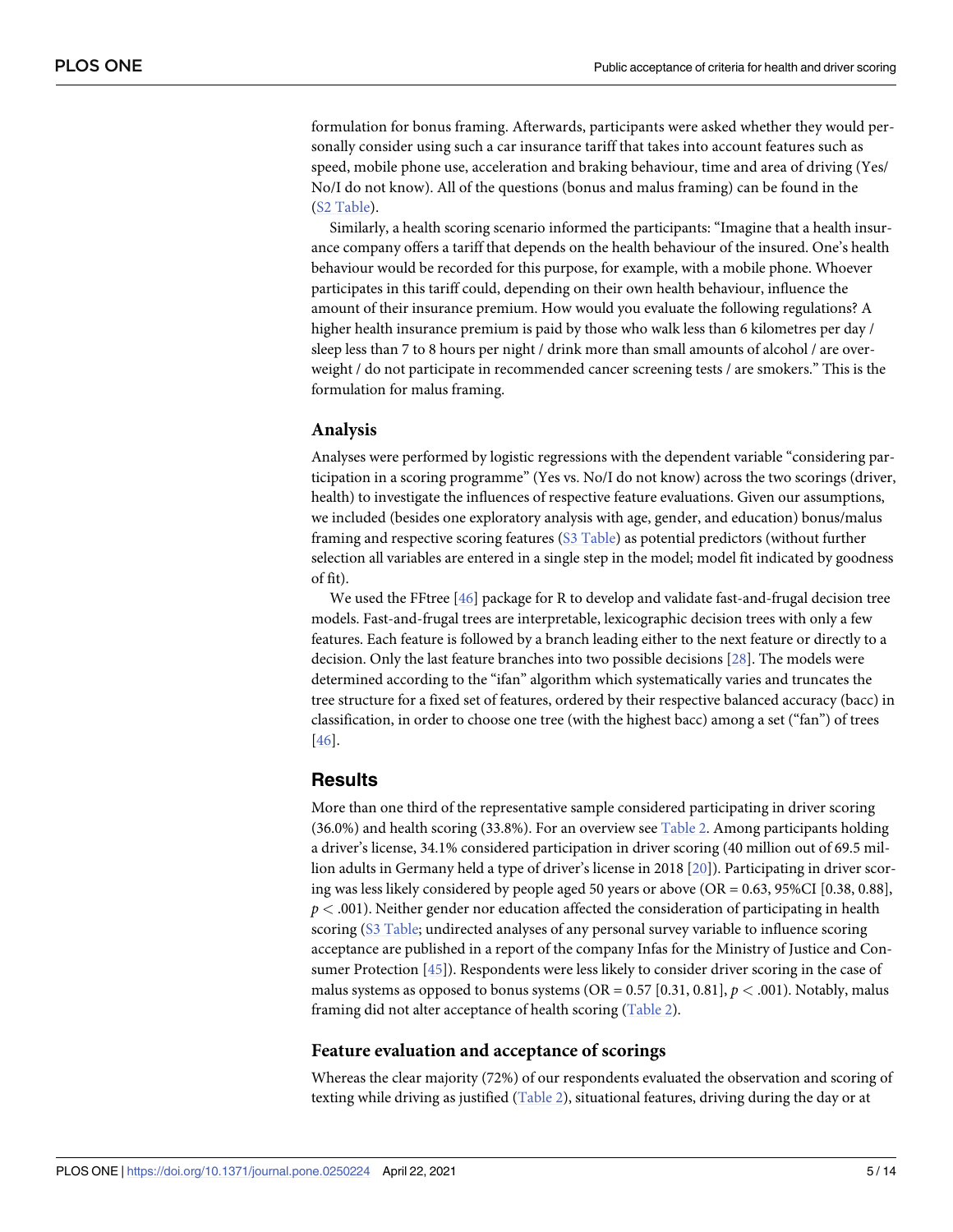formulation for bonus framing. Afterwards, participants were asked whether they would personally consider using such a car insurance tariff that takes into account features such as speed, mobile phone use, acceleration and braking behaviour, time and area of driving (Yes/No/I do not know). All of the questions (bonus and malus framing) can be found in the (S2 Table).

Similarly, a health scoring scenario informed the participants: "Imagine that a health insurance company offers a tariff that depends on the health behaviour of the insured. One's health behaviour would be recorded for this purpose, for example, with a mobile phone. Whoever participates in this tariff could, depending on their own health behaviour, influence the amount of their insurance premium. How would you evaluate the following regulations? A higher health insurance premium is paid by those who walk less than 6 kilometres per day / sleep less than 7 to 8 hours per night / drink more than small amounts of alcohol / are overweight / do not participate in recommended cancer screening tests / are smokers." This is the formulation for malus framing.

### Analysis

Analyses were performed by logistic regressions with the dependent variable "considering participation in a scoring programme" (Yes vs. No/I do not know) across the two scorings (driver, health) to investigate the influences of respective feature evaluations. Given our assumptions, we included (besides one exploratory analysis with age, gender, and education) bonus/malus framing and respective scoring features (S3 Table) as potential predictors (without further selection all variables are entered in a single step in the model; model fit indicated by goodness of fit).

We used the FFtree [46] package for R to develop and validate fast-and-frugal decision tree models. Fast-and-frugal trees are interpretable, lexicographic decision trees with only a few features. Each feature is followed by a branch leading either to the next feature or directly to a decision. Only the last feature branches into two possible decisions [28]. The models were determined according to the "ifan" algorithm which systematically varies and truncates the tree structure for a fixed set of features, ordered by their respective balanced accuracy (bacc) in classification, in order to choose one tree (with the highest bacc) among a set ("fan") of trees [46].

## Results

More than one third of the representative sample considered participating in driver scoring (36.0%) and health scoring (33.8%). For an overview see Table 2. Among participants holding a driver's license, 34.1% considered participation in driver scoring (40 million out of 69.5 million adults in Germany held a type of driver's license in 2018 [20]). Participating in driver scoring was less likely considered by people aged 50 years or above (OR = 0.63, 95%CI [0.38, 0.88], $p < .001$). Neither gender nor education affected the consideration of participating in health scoring (S3 Table; undirected analyses of any personal survey variable to influence scoring acceptance are published in a report of the company Infas for the Ministry of Justice and Consumer Protection [45]). Respondents were less likely to consider driver scoring in the case of malus systems as opposed to bonus systems (OR = 0.57 [0.31, 0.81], $p < .001$). Notably, malus framing did not alter acceptance of health scoring (Table 2).

### Feature evaluation and acceptance of scorings

Whereas the clear majority (72%) of our respondents evaluated the observation and scoring of texting while driving as justified (Table 2), situational features, driving during the day or at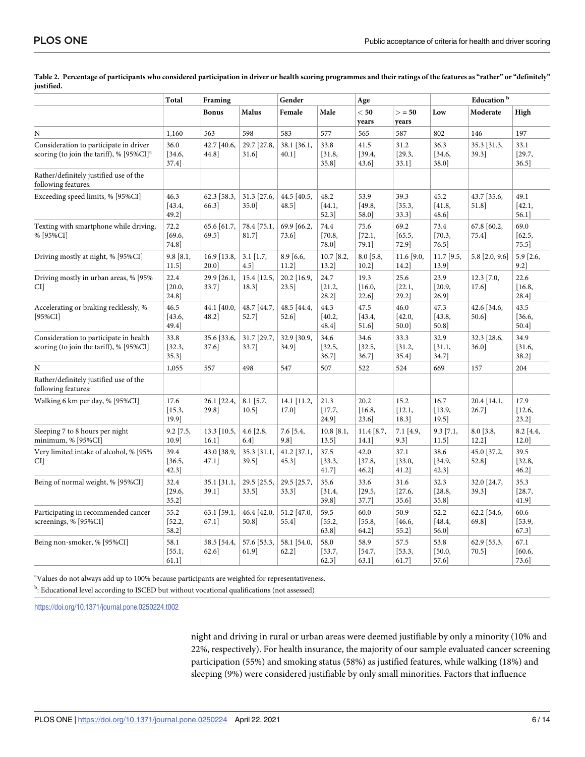**Table 2. Percentage of participants who considered participation in driver or health scoring programmes and their ratings of the features as "rather" or "definitely" justified.**

| | Total | Framing | | Gender | | Age | | Education [b] | | |
|---|---|---|---|---|---|---|---|---|---|---|
| | | Bonus | Malus | Female | Male | < 50 years | > = 50 years | Low | Moderate | High |
| N | 1,160 | 563 | 598 | 583 | 577 | 565 | 587 | 802 | 146 | 197 |
| Consideration to participate in driver scoring (to join the tariff), % [95%CI][a] | 36.0 [34.6, 37.4] | 42.7 [40.6, 44.8] | 29.7 [27.8, 31.6] | 38.1 [36.1, 40.1] | 33.8 [31.8, 35.8] | 41.5 [39.4, 43.6] | 31.2 [29.3, 33.1] | 36.3 [34.6, 38.0] | 35.3 [31.3, 39.3] | 33.1 [29.7, 36.5] |
| Rather/definitely justified use of the following features: | | | | | | | | | | |
| Exceeding speed limits, % [95%CI] | 46.3 [43.4, 49.2] | 62.3 [58.3, 66.3] | 31.3 [27.6, 35.0] | 44.5 [40.5, 48.5] | 48.2 [44.1, 52.3] | 53.9 [49.8, 58.0] | 39.3 [35.3, 33.3] | 45.2 [41.8, 48.6] | 43.7 [35.6, 51.8] | 49.1 [42.1, 56.1] |
| Texting with smartphone while driving, % [95%CI] | 72.2 [69.6, 74.8] | 65.6 [61.7, 69.5] | 78.4 [75.1, 81.7] | 69.9 [66.2, 73.6] | 74.4 [70.8, 78.0] | 75.6 [72.1, 79.1] | 69.2 [65.5, 72.9] | 73.4 [70.3, 76.5] | 67.8 [60.2, 75.4] | 69.0 [62.5, 75.5] |
| Driving mostly at night, % [95%CI] | 9.8 [8.1, 11.5] | 16.9 [13.8, 20.0] | 3.1 [1.7, 4.5] | 8.9 [6.6, 11.2] | 10.7 [8.2, 13.2] | 8.0 [5.8, 10.2] | 11.6 [9.0, 14.2] | 11.7 [9.5, 13.9] | 5.8 [2.0, 9.6] | 5.9 [2.6, 9.2] |
| Driving mostly in urban areas, % [95% CI] | 22.4 [20.0, 24.8] | 29.9 [26.1, 33.7] | 15.4 [12.5, 18.3] | 20.2 [16.9, 23.5] | 24.7 [21.2, 28.2] | 19.3 [16.0, 22.6] | 25.6 [22.1, 29.2] | 23.9 [20.9, 26.9] | 12.3 [7.0, 17.6] | 22.6 [16.8, 28.4] |
| Accelerating or braking recklessly, % [95%CI] | 46.5 [43.6, 49.4] | 44.1 [40.0, 48.2] | 48.7 [44.7, 52.7] | 48.5 [44.4, 52.6] | 44.3 [40.2, 48.4] | 47.5 [43.4, 51.6] | 46.0 [42.0, 50.0] | 47.3 [43.8, 50.8] | 42.6 [34.6, 50.6] | 43.5 [36.6, 50.4] |
| Consideration to participate in health scoring (to join the tariff), % [95%CI] | 33.8 [32.3, 35.3] | 35.6 [33.6, 37.6] | 31.7 [29.7, 33.7] | 32.9 [30.9, 34.9] | 34.6 [32.5, 36.7] | 34.6 [32.5, 36.7] | 33.3 [31.2, 35.4] | 32.9 [31.1, 34.7] | 32.3 [28.6, 36.0] | 34.9 [31.6, 38.2] |
| N | 1,055 | 557 | 498 | 547 | 507 | 522 | 524 | 669 | 157 | 204 |
| Rather/definitely justified use of the following features: | | | | | | | | | | |
| Walking 6 km per day, % [95%CI] | 17.6 [15.3, 19.9] | 26.1 [22.4, 29.8] | 8.1 [5.7, 10.5] | 14.1 [11.2, 17.0] | 21.3 [17.7, 24.9] | 20.2 [16.8, 23.6] | 15.2 [12.1, 18.3] | 16.7 [13.9, 19.5] | 20.4 [14.1, 26.7] | 17.9 [12.6, 23.2] |
| Sleeping 7 to 8 hours per night minimum, % [95%CI] | 9.2 [7.5, 10.9] | 13.3 [10.5, 16.1] | 4.6 [2.8, 6.4] | 7.6 [5.4, 9.8] | 10.8 [8.1, 13.5] | 11.4 [8.7, 14.1] | 7.1 [4.9, 9.3] | 9.3 [7.1, 11.5] | 8.0 [3.8, 12.2] | 8.2 [4.4, 12.0] |
| Very limited intake of alcohol, % [95% CI] | 39.4 [36.5, 42.3] | 43.0 [38.9, 47.1] | 35.3 [31.1, 39.5] | 41.2 [37.1, 45.3] | 37.5 [33.3, 41.7] | 42.0 [37.8, 46.2] | 37.1 [33.0, 41.2] | 38.6 [34.9, 42.3] | 45.0 [37.2, 52.8] | 39.5 [32.8, 46.2] |
| Being of normal weight, % [95%CI] | 32.4 [29.6, 35.2] | 35.1 [31.1, 39.1] | 29.5 [25.5, 33.5] | 29.5 [25.7, 33.3] | 35.6 [31.4, 39.8] | 33.6 [29.5, 37.7] | 31.6 [27.6, 35.6] | 32.3 [28.8, 35.8] | 32.0 [24.7, 39.3] | 35.3 [28.7, 41.9] |
| Participating in recommended cancer screenings, % [95%CI] | 55.2 [52.2, 58.2] | 63.1 [59.1, 67.1] | 46.4 [42.0, 50.8] | 51.2 [47.0, 55.4] | 59.5 [55.2, 63.8] | 60.0 [55.8, 64.2] | 50.9 [46.6, 55.2] | 52.2 [48.4, 56.0] | 62.2 [54.6, 69.8] | 60.6 [53.9, 67.3] |
| Being non-smoker, % [95%CI] | 58.1 [55.1, 61.1] | 58.5 [54.4, 62.6] | 57.6 [53.3, 61.9] | 58.1 [54.0, 62.2] | 58.0 [53.7, 62.3] | 58.9 [54.7, 63.1] | 57.5 [53.3, 61.7] | 53.8 [50.0, 57.6] | 62.9 [55.3, 70.5] | 67.1 [60.6, 73.6] |

[a]Values do not always add up to 100% because participants are weighted for representativeness.

[b]: Educational level according to ISCED but without vocational qualifications (not assessed)

https://doi.org/10.1371/journal.pone.0250224.t002

night and driving in rural or urban areas were deemed justifiable by only a minority (10% and 22%, respectively). For health insurance, the majority of our sample evaluated cancer screening participation (55%) and smoking status (58%) as justified features, while walking (18%) and sleeping (9%) were considered justifiable by only small minorities. Factors that influence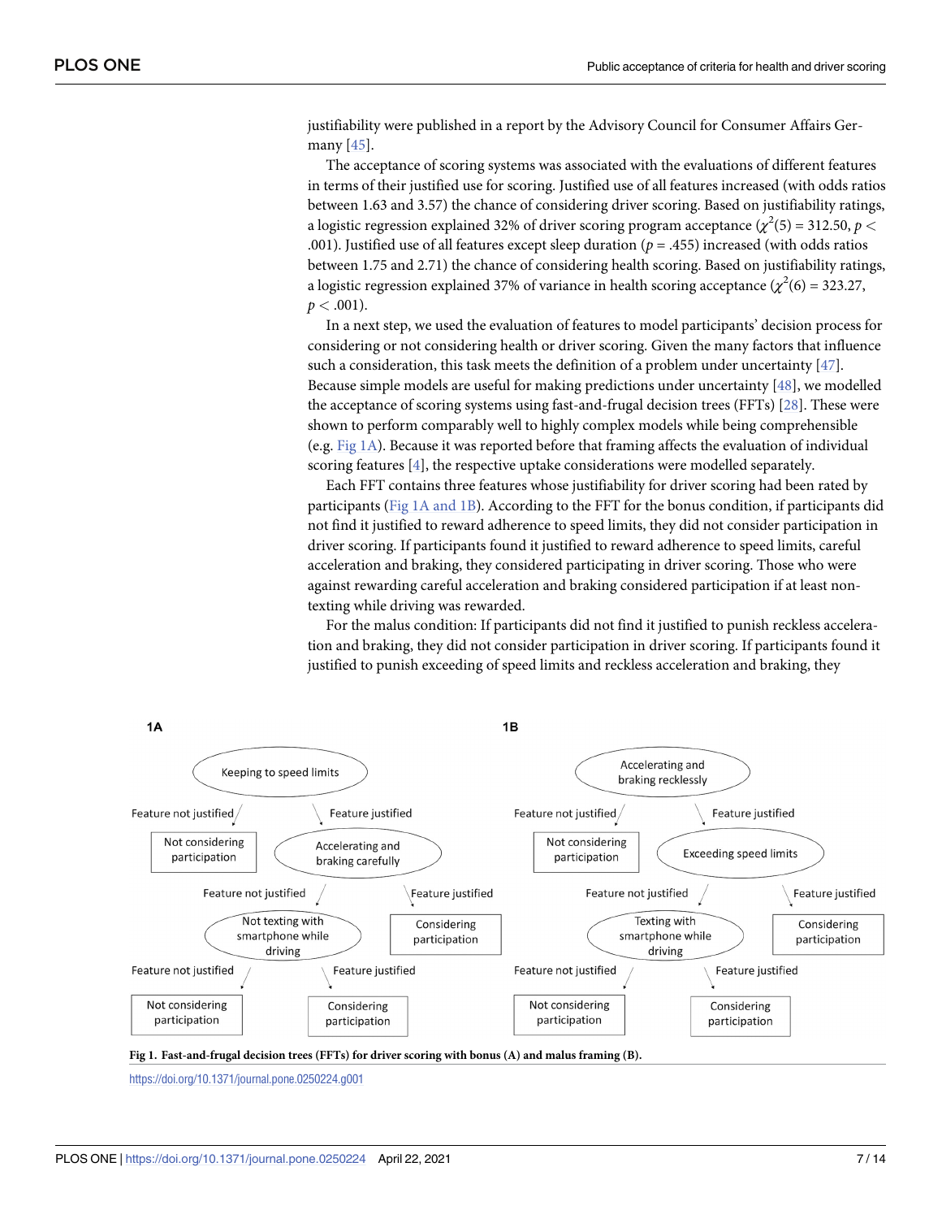justifiability were published in a report by the Advisory Council for Consumer Affairs Germany [45].

The acceptance of scoring systems was associated with the evaluations of different features in terms of their justified use for scoring. Justified use of all features increased (with odds ratios between 1.63 and 3.57) the chance of considering driver scoring. Based on justifiability ratings, a logistic regression explained 32% of driver scoring program acceptance ($\chi^2(5) = 312.50$, $p < .001$). Justified use of all features except sleep duration ($p = .455$) increased (with odds ratios between 1.75 and 2.71) the chance of considering health scoring. Based on justifiability ratings, a logistic regression explained 37% of variance in health scoring acceptance ($\chi^2(6) = 323.27$, $p < .001$).

In a next step, we used the evaluation of features to model participants' decision process for considering or not considering health or driver scoring. Given the many factors that influence such a consideration, this task meets the definition of a problem under uncertainty [47]. Because simple models are useful for making predictions under uncertainty [48], we modelled the acceptance of scoring systems using fast-and-frugal decision trees (FFTs) [28]. These were shown to perform comparably well to highly complex models while being comprehensible (e.g. Fig 1A). Because it was reported before that framing affects the evaluation of individual scoring features [4], the respective uptake considerations were modelled separately.

Each FFT contains three features whose justifiability for driver scoring had been rated by participants (Fig 1A and 1B). According to the FFT for the bonus condition, if participants did not find it justified to reward adherence to speed limits, they did not consider participation in driver scoring. If participants found it justified to reward adherence to speed limits, careful acceleration and braking, they considered participating in driver scoring. Those who were against rewarding careful acceleration and braking considered participation if at least non-texting while driving was rewarded.

For the malus condition: If participants did not find it justified to punish reckless acceleration and braking, they did not consider participation in driver scoring. If participants found it justified to punish exceeding of speed limits and reckless acceleration and braking, they

1A

Keeping to speed limits — Feature not justified → Not considering participation; Feature justified → Accelerating and braking carefully — Feature justified → Considering participation; Feature not justified → Not texting with smartphone while driving — Feature not justified → Not considering participation; Feature justified → Considering participation

1B

Accelerating and braking recklessly — Feature not justified → Not considering participation; Feature justified → Exceeding speed limits — Feature justified → Considering participation; Feature not justified → Texting with smartphone while driving — Feature not justified → Not considering participation; Feature justified → Considering participation

**Fig 1. Fast-and-frugal decision trees (FFTs) for driver scoring with bonus (A) and malus framing (B).**

https://doi.org/10.1371/journal.pone.0250224.g001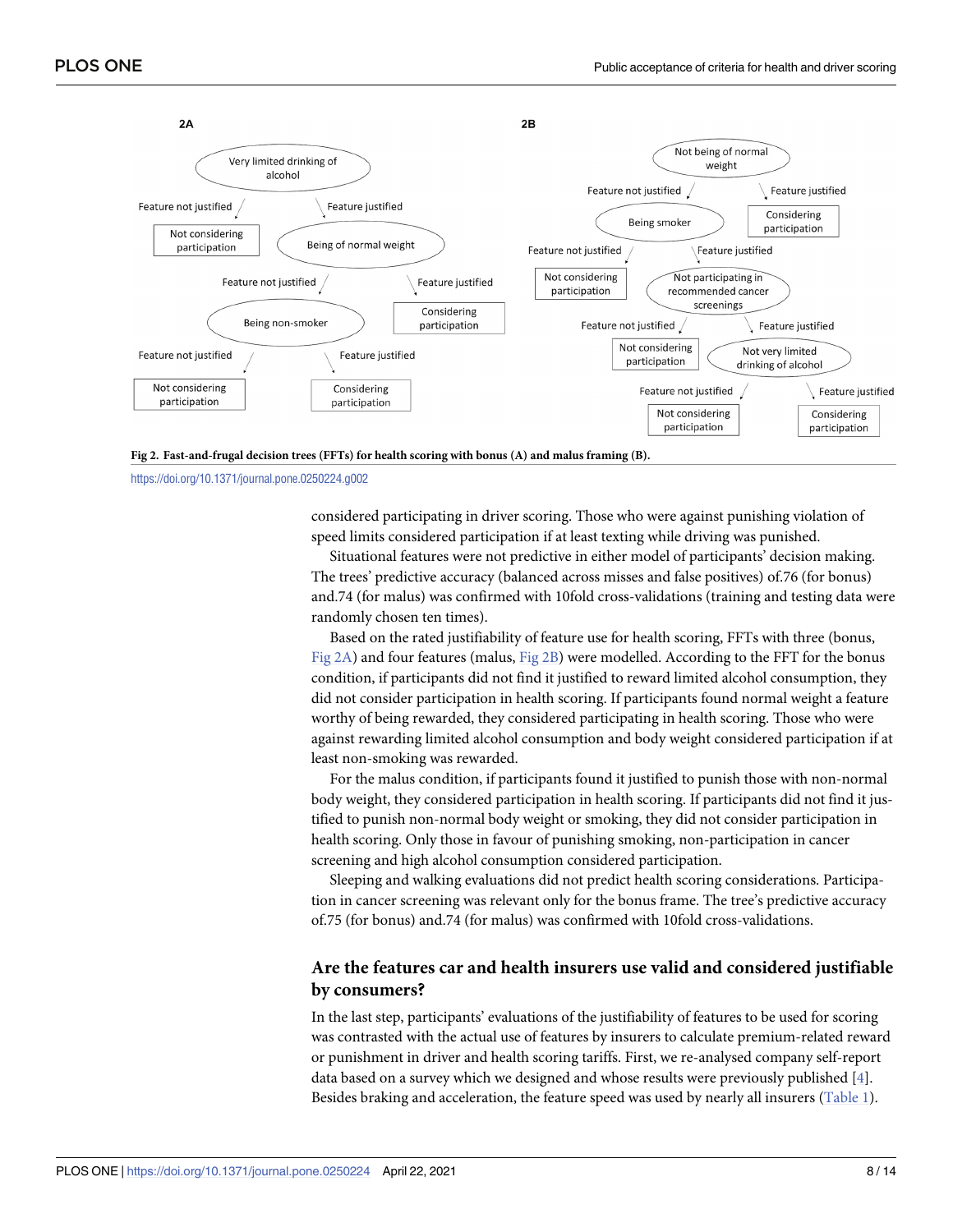**Fig 2. Fast-and-frugal decision trees (FFTs) for health scoring with bonus (A) and malus framing (B).**

https://doi.org/10.1371/journal.pone.0250224.g002

considered participating in driver scoring. Those who were against punishing violation of speed limits considered participation if at least texting while driving was punished.

Situational features were not predictive in either model of participants' decision making. The trees' predictive accuracy (balanced across misses and false positives) of.76 (for bonus) and.74 (for malus) was confirmed with 10fold cross-validations (training and testing data were randomly chosen ten times).

Based on the rated justifiability of feature use for health scoring, FFTs with three (bonus, Fig 2A) and four features (malus, Fig 2B) were modelled. According to the FFT for the bonus condition, if participants did not find it justified to reward limited alcohol consumption, they did not consider participation in health scoring. If participants found normal weight a feature worthy of being rewarded, they considered participating in health scoring. Those who were against rewarding limited alcohol consumption and body weight considered participation if at least non-smoking was rewarded.

For the malus condition, if participants found it justified to punish those with non-normal body weight, they considered participation in health scoring. If participants did not find it justified to punish non-normal body weight or smoking, they did not consider participation in health scoring. Only those in favour of punishing smoking, non-participation in cancer screening and high alcohol consumption considered participation.

Sleeping and walking evaluations did not predict health scoring considerations. Participation in cancer screening was relevant only for the bonus frame. The tree's predictive accuracy of.75 (for bonus) and.74 (for malus) was confirmed with 10fold cross-validations.

## Are the features car and health insurers use valid and considered justifiable by consumers?

In the last step, participants' evaluations of the justifiability of features to be used for scoring was contrasted with the actual use of features by insurers to calculate premium-related reward or punishment in driver and health scoring tariffs. First, we re-analysed company self-report data based on a survey which we designed and whose results were previously published [4]. Besides braking and acceleration, the feature speed was used by nearly all insurers (Table 1).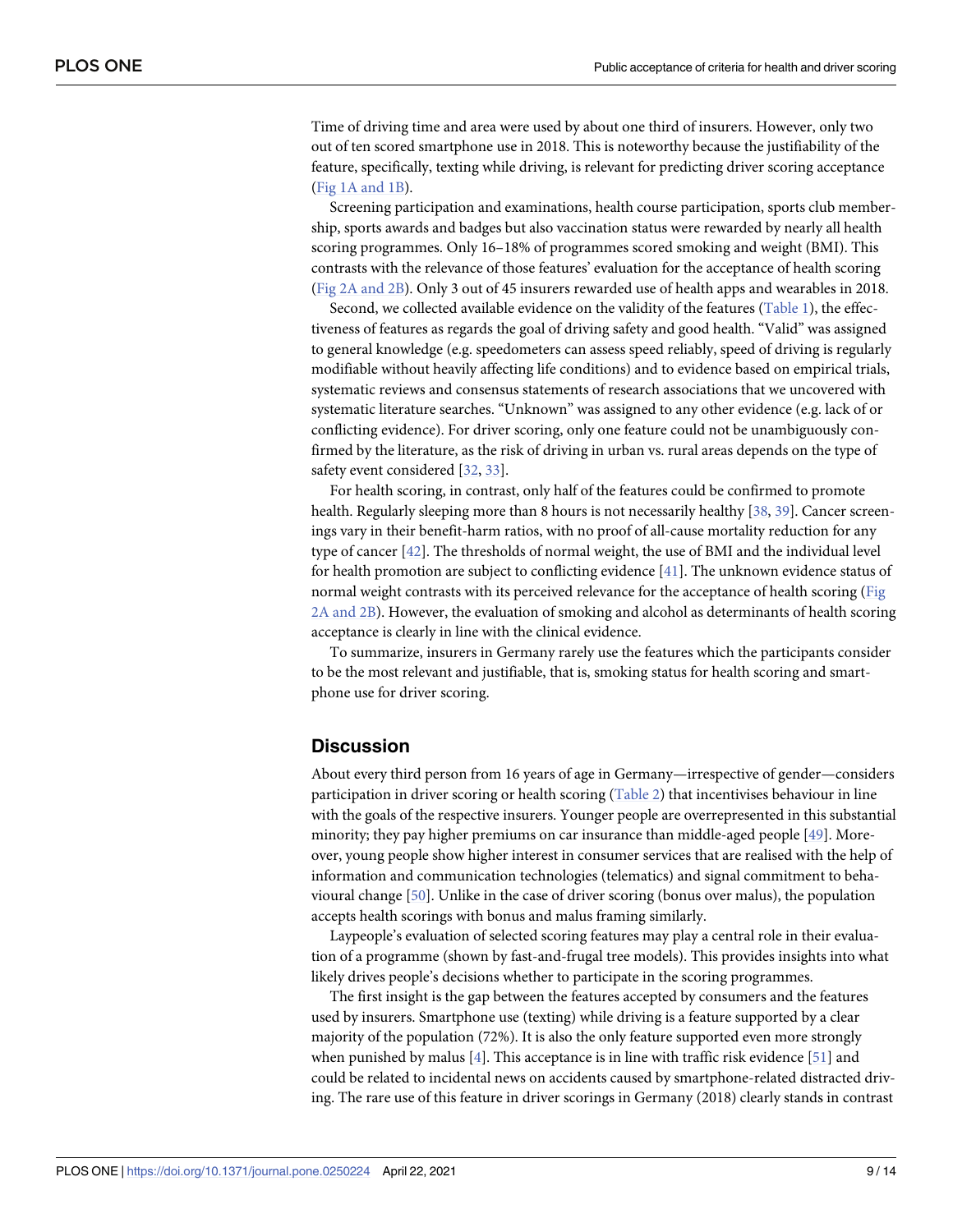Time of driving time and area were used by about one third of insurers. However, only two out of ten scored smartphone use in 2018. This is noteworthy because the justifiability of the feature, specifically, texting while driving, is relevant for predicting driver scoring acceptance (Fig 1A and 1B).

Screening participation and examinations, health course participation, sports club membership, sports awards and badges but also vaccination status were rewarded by nearly all health scoring programmes. Only 16–18% of programmes scored smoking and weight (BMI). This contrasts with the relevance of those features' evaluation for the acceptance of health scoring (Fig 2A and 2B). Only 3 out of 45 insurers rewarded use of health apps and wearables in 2018.

Second, we collected available evidence on the validity of the features (Table 1), the effectiveness of features as regards the goal of driving safety and good health. "Valid" was assigned to general knowledge (e.g. speedometers can assess speed reliably, speed of driving is regularly modifiable without heavily affecting life conditions) and to evidence based on empirical trials, systematic reviews and consensus statements of research associations that we uncovered with systematic literature searches. "Unknown" was assigned to any other evidence (e.g. lack of or conflicting evidence). For driver scoring, only one feature could not be unambiguously confirmed by the literature, as the risk of driving in urban vs. rural areas depends on the type of safety event considered [32, 33].

For health scoring, in contrast, only half of the features could be confirmed to promote health. Regularly sleeping more than 8 hours is not necessarily healthy [38, 39]. Cancer screenings vary in their benefit-harm ratios, with no proof of all-cause mortality reduction for any type of cancer [42]. The thresholds of normal weight, the use of BMI and the individual level for health promotion are subject to conflicting evidence [41]. The unknown evidence status of normal weight contrasts with its perceived relevance for the acceptance of health scoring (Fig 2A and 2B). However, the evaluation of smoking and alcohol as determinants of health scoring acceptance is clearly in line with the clinical evidence.

To summarize, insurers in Germany rarely use the features which the participants consider to be the most relevant and justifiable, that is, smoking status for health scoring and smartphone use for driver scoring.

## Discussion

About every third person from 16 years of age in Germany—irrespective of gender—considers participation in driver scoring or health scoring (Table 2) that incentivises behaviour in line with the goals of the respective insurers. Younger people are overrepresented in this substantial minority; they pay higher premiums on car insurance than middle-aged people [49]. Moreover, young people show higher interest in consumer services that are realised with the help of information and communication technologies (telematics) and signal commitment to behavioural change [50]. Unlike in the case of driver scoring (bonus over malus), the population accepts health scorings with bonus and malus framing similarly.

Laypeople's evaluation of selected scoring features may play a central role in their evaluation of a programme (shown by fast-and-frugal tree models). This provides insights into what likely drives people's decisions whether to participate in the scoring programmes.

The first insight is the gap between the features accepted by consumers and the features used by insurers. Smartphone use (texting) while driving is a feature supported by a clear majority of the population (72%). It is also the only feature supported even more strongly when punished by malus [4]. This acceptance is in line with traffic risk evidence [51] and could be related to incidental news on accidents caused by smartphone-related distracted driving. The rare use of this feature in driver scorings in Germany (2018) clearly stands in contrast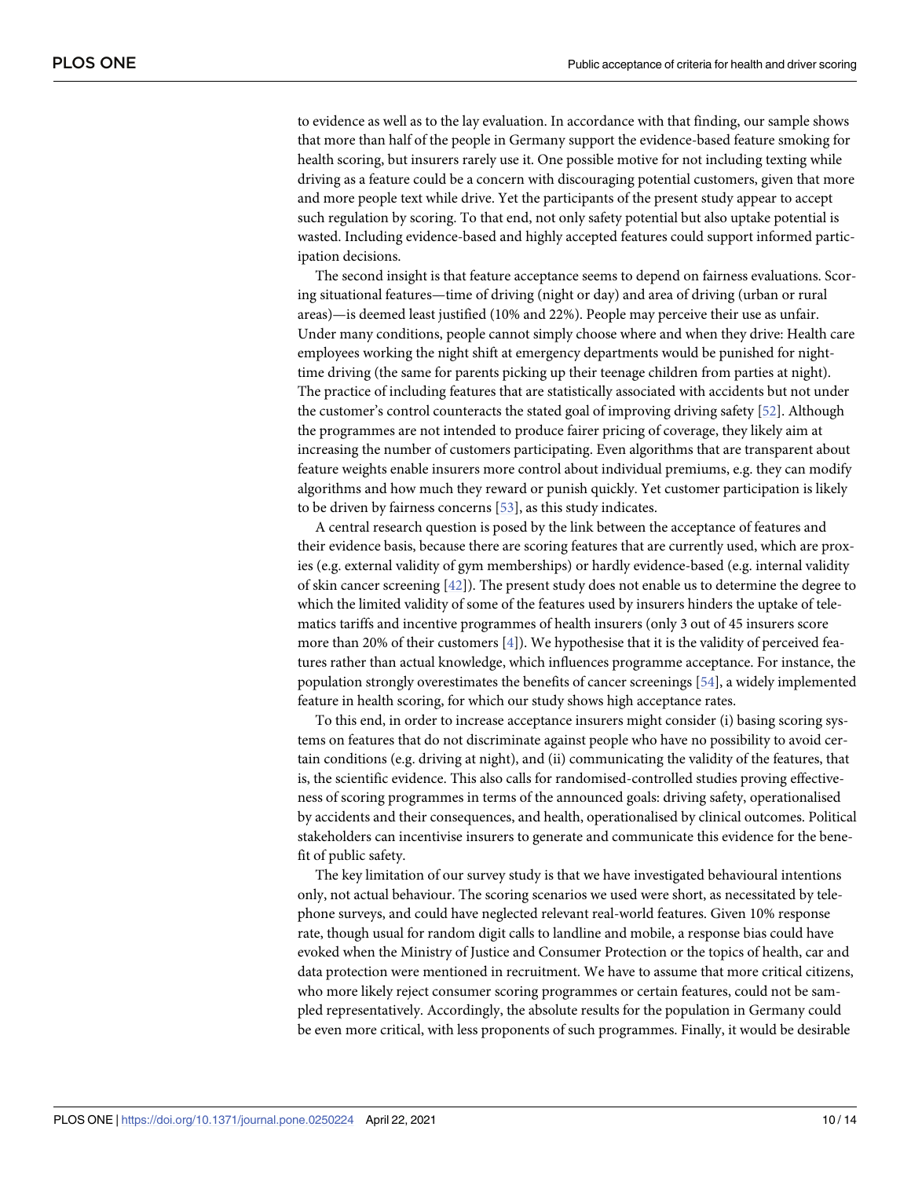to evidence as well as to the lay evaluation. In accordance with that finding, our sample shows that more than half of the people in Germany support the evidence-based feature smoking for health scoring, but insurers rarely use it. One possible motive for not including texting while driving as a feature could be a concern with discouraging potential customers, given that more and more people text while drive. Yet the participants of the present study appear to accept such regulation by scoring. To that end, not only safety potential but also uptake potential is wasted. Including evidence-based and highly accepted features could support informed participation decisions.

The second insight is that feature acceptance seems to depend on fairness evaluations. Scoring situational features—time of driving (night or day) and area of driving (urban or rural areas)—is deemed least justified (10% and 22%). People may perceive their use as unfair. Under many conditions, people cannot simply choose where and when they drive: Health care employees working the night shift at emergency departments would be punished for night-time driving (the same for parents picking up their teenage children from parties at night). The practice of including features that are statistically associated with accidents but not under the customer's control counteracts the stated goal of improving driving safety [52]. Although the programmes are not intended to produce fairer pricing of coverage, they likely aim at increasing the number of customers participating. Even algorithms that are transparent about feature weights enable insurers more control about individual premiums, e.g. they can modify algorithms and how much they reward or punish quickly. Yet customer participation is likely to be driven by fairness concerns [53], as this study indicates.

A central research question is posed by the link between the acceptance of features and their evidence basis, because there are scoring features that are currently used, which are proxies (e.g. external validity of gym memberships) or hardly evidence-based (e.g. internal validity of skin cancer screening [42]). The present study does not enable us to determine the degree to which the limited validity of some of the features used by insurers hinders the uptake of telematics tariffs and incentive programmes of health insurers (only 3 out of 45 insurers score more than 20% of their customers [4]). We hypothesise that it is the validity of perceived features rather than actual knowledge, which influences programme acceptance. For instance, the population strongly overestimates the benefits of cancer screenings [54], a widely implemented feature in health scoring, for which our study shows high acceptance rates.

To this end, in order to increase acceptance insurers might consider (i) basing scoring systems on features that do not discriminate against people who have no possibility to avoid certain conditions (e.g. driving at night), and (ii) communicating the validity of the features, that is, the scientific evidence. This also calls for randomised-controlled studies proving effectiveness of scoring programmes in terms of the announced goals: driving safety, operationalised by accidents and their consequences, and health, operationalised by clinical outcomes. Political stakeholders can incentivise insurers to generate and communicate this evidence for the benefit of public safety.

The key limitation of our survey study is that we have investigated behavioural intentions only, not actual behaviour. The scoring scenarios we used were short, as necessitated by telephone surveys, and could have neglected relevant real-world features. Given 10% response rate, though usual for random digit calls to landline and mobile, a response bias could have evoked when the Ministry of Justice and Consumer Protection or the topics of health, car and data protection were mentioned in recruitment. We have to assume that more critical citizens, who more likely reject consumer scoring programmes or certain features, could not be sampled representatively. Accordingly, the absolute results for the population in Germany could be even more critical, with less proponents of such programmes. Finally, it would be desirable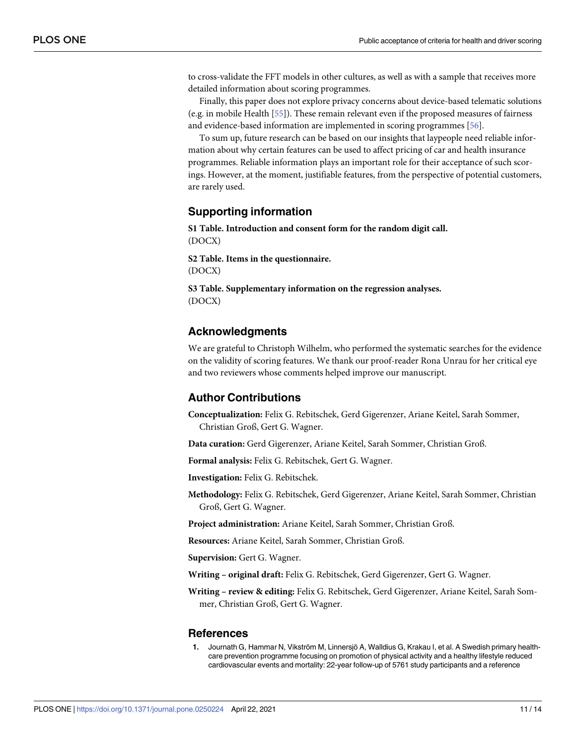to cross-validate the FFT models in other cultures, as well as with a sample that receives more detailed information about scoring programmes.

Finally, this paper does not explore privacy concerns about device-based telematic solutions (e.g. in mobile Health [55]). These remain relevant even if the proposed measures of fairness and evidence-based information are implemented in scoring programmes [56].

To sum up, future research can be based on our insights that laypeople need reliable information about why certain features can be used to affect pricing of car and health insurance programmes. Reliable information plays an important role for their acceptance of such scorings. However, at the moment, justifiable features, from the perspective of potential customers, are rarely used.

## Supporting information

**S1 Table. Introduction and consent form for the random digit call.**
(DOCX)

**S2 Table. Items in the questionnaire.**
(DOCX)

**S3 Table. Supplementary information on the regression analyses.**
(DOCX)

## Acknowledgments

We are grateful to Christoph Wilhelm, who performed the systematic searches for the evidence on the validity of scoring features. We thank our proof-reader Rona Unrau for her critical eye and two reviewers whose comments helped improve our manuscript.

## Author Contributions

**Conceptualization:** Felix G. Rebitschek, Gerd Gigerenzer, Ariane Keitel, Sarah Sommer, Christian Groß, Gert G. Wagner.

**Data curation:** Gerd Gigerenzer, Ariane Keitel, Sarah Sommer, Christian Groß.

**Formal analysis:** Felix G. Rebitschek, Gert G. Wagner.

**Investigation:** Felix G. Rebitschek.

**Methodology:** Felix G. Rebitschek, Gerd Gigerenzer, Ariane Keitel, Sarah Sommer, Christian Groß, Gert G. Wagner.

**Project administration:** Ariane Keitel, Sarah Sommer, Christian Groß.

**Resources:** Ariane Keitel, Sarah Sommer, Christian Groß.

**Supervision:** Gert G. Wagner.

**Writing – original draft:** Felix G. Rebitschek, Gerd Gigerenzer, Gert G. Wagner.

**Writing – review & editing:** Felix G. Rebitschek, Gerd Gigerenzer, Ariane Keitel, Sarah Sommer, Christian Groß, Gert G. Wagner.

## References

1. Journath G, Hammar N, Vikström M, Linnersjö A, Walldius G, Krakau I, et al. A Swedish primary health-care prevention programme focusing on promotion of physical activity and a healthy lifestyle reduced cardiovascular events and mortality: 22-year follow-up of 5761 study participants and a reference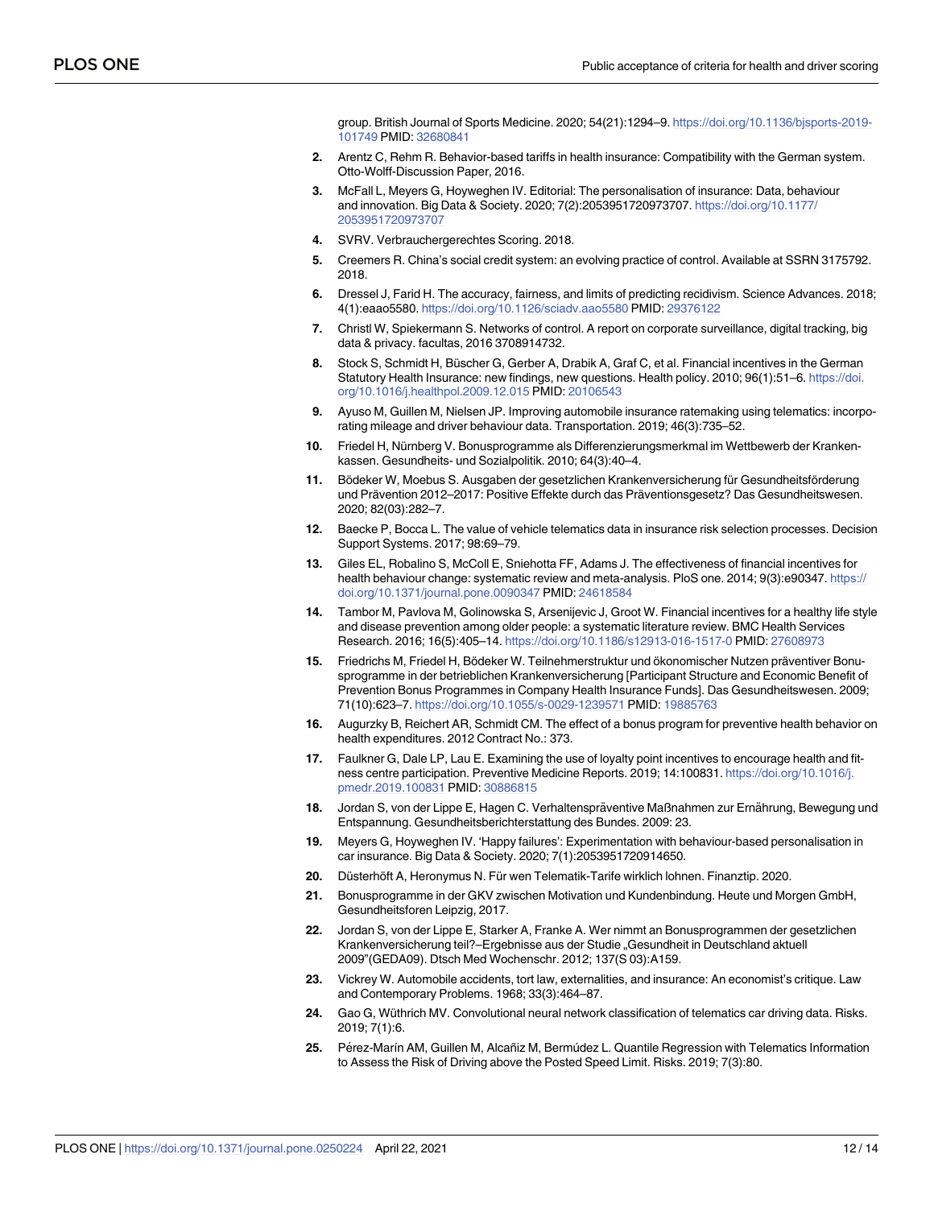group. British Journal of Sports Medicine. 2020; 54(21):1294–9. https://doi.org/10.1136/bjsports-2019-101749 PMID: 32680841

2. Arentz C, Rehm R. Behavior-based tariffs in health insurance: Compatibility with the German system. Otto-Wolff-Discussion Paper, 2016.
3. McFall L, Meyers G, Hoyweghen IV. Editorial: The personalisation of insurance: Data, behaviour and innovation. Big Data & Society. 2020; 7(2):2053951720973707. https://doi.org/10.1177/2053951720973707
4. SVRV. Verbrauchergerechtes Scoring. 2018.
5. Creemers R. China's social credit system: an evolving practice of control. Available at SSRN 3175792. 2018.
6. Dressel J, Farid H. The accuracy, fairness, and limits of predicting recidivism. Science Advances. 2018; 4(1):eaao5580. https://doi.org/10.1126/sciadv.aao5580 PMID: 29376122
7. Christl W, Spiekermann S. Networks of control. A report on corporate surveillance, digital tracking, big data & privacy. facultas, 2016 3708914732.
8. Stock S, Schmidt H, Büscher G, Gerber A, Drabik A, Graf C, et al. Financial incentives in the German Statutory Health Insurance: new findings, new questions. Health policy. 2010; 96(1):51–6. https://doi.org/10.1016/j.healthpol.2009.12.015 PMID: 20106543
9. Ayuso M, Guillen M, Nielsen JP. Improving automobile insurance ratemaking using telematics: incorporating mileage and driver behaviour data. Transportation. 2019; 46(3):735–52.
10. Friedel H, Nürnberg V. Bonusprogramme als Differenzierungsmerkmal im Wettbewerb der Krankenkassen. Gesundheits- und Sozialpolitik. 2010; 64(3):40–4.
11. Bödeker W, Moebus S. Ausgaben der gesetzlichen Krankenversicherung für Gesundheitsförderung und Prävention 2012–2017: Positive Effekte durch das Präventionsgesetz? Das Gesundheitswesen. 2020; 82(03):282–7.
12. Baecke P, Bocca L. The value of vehicle telematics data in insurance risk selection processes. Decision Support Systems. 2017; 98:69–79.
13. Giles EL, Robalino S, McColl E, Sniehotta FF, Adams J. The effectiveness of financial incentives for health behaviour change: systematic review and meta-analysis. PloS one. 2014; 9(3):e90347. https://doi.org/10.1371/journal.pone.0090347 PMID: 24618584
14. Tambor M, Pavlova M, Golinowska S, Arsenijevic J, Groot W. Financial incentives for a healthy life style and disease prevention among older people: a systematic literature review. BMC Health Services Research. 2016; 16(5):405–14. https://doi.org/10.1186/s12913-016-1517-0 PMID: 27608973
15. Friedrichs M, Friedel H, Bödeker W. Teilnehmerstruktur und ökonomischer Nutzen präventiver Bonusprogramme in der betrieblichen Krankenversicherung [Participant Structure and Economic Benefit of Prevention Bonus Programmes in Company Health Insurance Funds]. Das Gesundheitswesen. 2009; 71(10):623–7. https://doi.org/10.1055/s-0029-1239571 PMID: 19885763
16. Augurzky B, Reichert AR, Schmidt CM. The effect of a bonus program for preventive health behavior on health expenditures. 2012 Contract No.: 373.
17. Faulkner G, Dale LP, Lau E. Examining the use of loyalty point incentives to encourage health and fitness centre participation. Preventive Medicine Reports. 2019; 14:100831. https://doi.org/10.1016/j.pmedr.2019.100831 PMID: 30886815
18. Jordan S, von der Lippe E, Hagen C. Verhaltenspräventive Maßnahmen zur Ernährung, Bewegung und Entspannung. Gesundheitsberichterstattung des Bundes. 2009: 23.
19. Meyers G, Hoyweghen IV. 'Happy failures': Experimentation with behaviour-based personalisation in car insurance. Big Data & Society. 2020; 7(1):2053951720914650.
20. Düsterhöft A, Heronymus N. Für wen Telematik-Tarife wirklich lohnen. Finanztip. 2020.
21. Bonusprogramme in der GKV zwischen Motivation und Kundenbindung. Heute und Morgen GmbH, Gesundheitsforen Leipzig, 2017.
22. Jordan S, von der Lippe E, Starker A, Franke A. Wer nimmt an Bonusprogrammen der gesetzlichen Krankenversicherung teil?–Ergebnisse aus der Studie „Gesundheit in Deutschland aktuell 2009"(GEDA09). Dtsch Med Wochenschr. 2012; 137(S 03):A159.
23. Vickrey W. Automobile accidents, tort law, externalities, and insurance: An economist's critique. Law and Contemporary Problems. 1968; 33(3):464–87.
24. Gao G, Wüthrich MV. Convolutional neural network classification of telematics car driving data. Risks. 2019; 7(1):6.
25. Pérez-Marín AM, Guillen M, Alcañiz M, Bermúdez L. Quantile Regression with Telematics Information to Assess the Risk of Driving above the Posted Speed Limit. Risks. 2019; 7(3):80.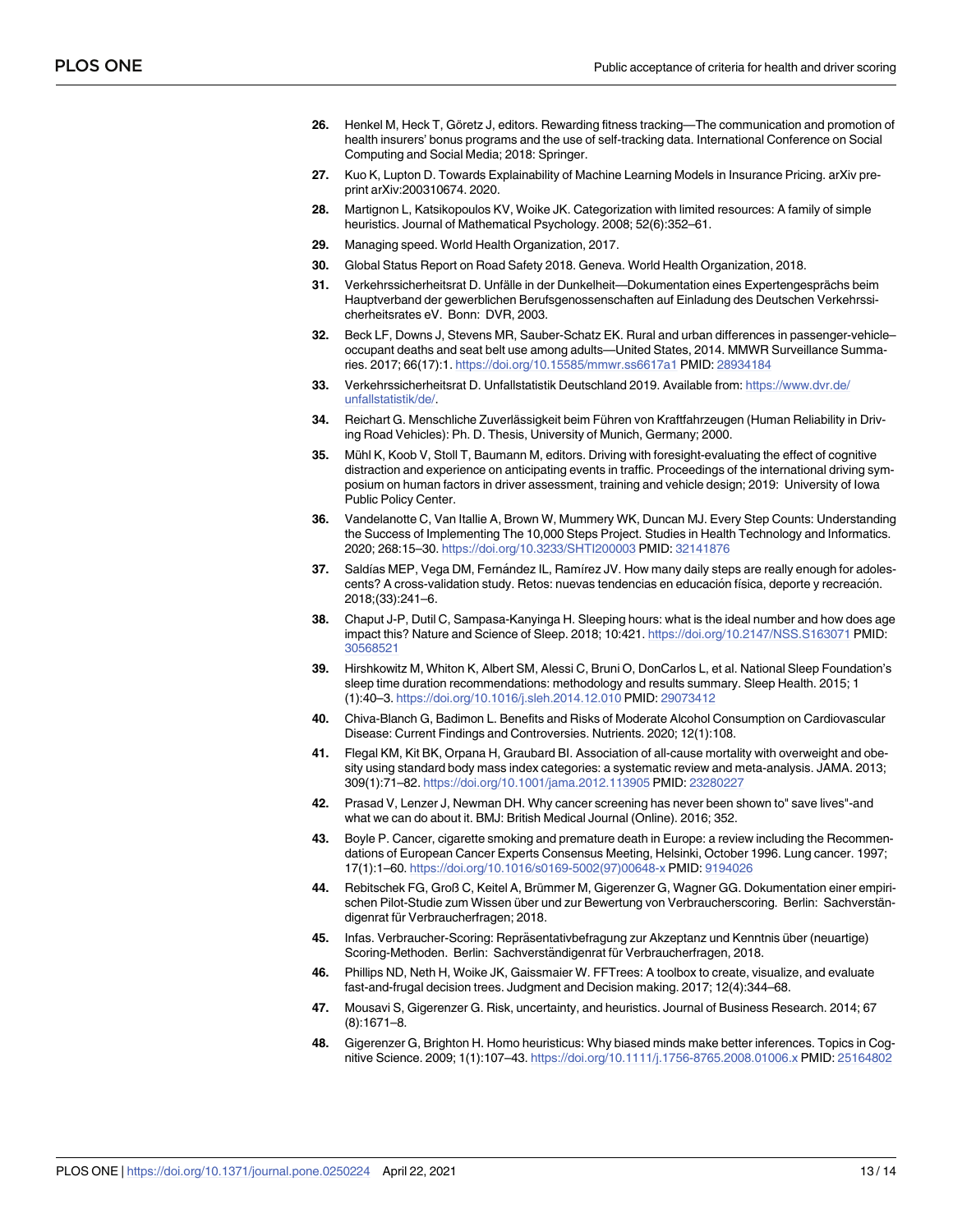26. Henkel M, Heck T, Göretz J, editors. Rewarding fitness tracking—The communication and promotion of health insurers' bonus programs and the use of self-tracking data. International Conference on Social Computing and Social Media; 2018: Springer.
27. Kuo K, Lupton D. Towards Explainability of Machine Learning Models in Insurance Pricing. arXiv preprint arXiv:200310674. 2020.
28. Martignon L, Katsikopoulos KV, Woike JK. Categorization with limited resources: A family of simple heuristics. Journal of Mathematical Psychology. 2008; 52(6):352–61.
29. Managing speed. World Health Organization, 2017.
30. Global Status Report on Road Safety 2018. Geneva. World Health Organization, 2018.
31. Verkehrssicherheitsrat D. Unfälle in der Dunkelheit—Dokumentation eines Expertengesprächs beim Hauptverband der gewerblichen Berufsgenossenschaften auf Einladung des Deutschen Verkehrssicherheitsrates eV. Bonn: DVR, 2003.
32. Beck LF, Downs J, Stevens MR, Sauber-Schatz EK. Rural and urban differences in passenger-vehicle–occupant deaths and seat belt use among adults—United States, 2014. MMWR Surveillance Summaries. 2017; 66(17):1. https://doi.org/10.15585/mmwr.ss6617a1 PMID: 28934184
33. Verkehrssicherheitsrat D. Unfallstatistik Deutschland 2019. Available from: https://www.dvr.de/unfallstatistik/de/.
34. Reichart G. Menschliche Zuverlässigkeit beim Führen von Kraftfahrzeugen (Human Reliability in Driving Road Vehicles): Ph. D. Thesis, University of Munich, Germany; 2000.
35. Mühl K, Koob V, Stoll T, Baumann M, editors. Driving with foresight-evaluating the effect of cognitive distraction and experience on anticipating events in traffic. Proceedings of the international driving symposium on human factors in driver assessment, training and vehicle design; 2019: University of Iowa Public Policy Center.
36. Vandelanotte C, Van Itallie A, Brown W, Mummery WK, Duncan MJ. Every Step Counts: Understanding the Success of Implementing The 10,000 Steps Project. Studies in Health Technology and Informatics. 2020; 268:15–30. https://doi.org/10.3233/SHTI200003 PMID: 32141876
37. Saldías MEP, Vega DM, Fernández IL, Ramírez JV. How many daily steps are really enough for adolescents? A cross-validation study. Retos: nuevas tendencias en educación física, deporte y recreación. 2018;(33):241–6.
38. Chaput J-P, Dutil C, Sampasa-Kanyinga H. Sleeping hours: what is the ideal number and how does age impact this? Nature and Science of Sleep. 2018; 10:421. https://doi.org/10.2147/NSS.S163071 PMID: 30568521
39. Hirshkowitz M, Whiton K, Albert SM, Alessi C, Bruni O, DonCarlos L, et al. National Sleep Foundation's sleep time duration recommendations: methodology and results summary. Sleep Health. 2015; 1 (1):40–3. https://doi.org/10.1016/j.sleh.2014.12.010 PMID: 29073412
40. Chiva-Blanch G, Badimon L. Benefits and Risks of Moderate Alcohol Consumption on Cardiovascular Disease: Current Findings and Controversies. Nutrients. 2020; 12(1):108.
41. Flegal KM, Kit BK, Orpana H, Graubard BI. Association of all-cause mortality with overweight and obesity using standard body mass index categories: a systematic review and meta-analysis. JAMA. 2013; 309(1):71–82. https://doi.org/10.1001/jama.2012.113905 PMID: 23280227
42. Prasad V, Lenzer J, Newman DH. Why cancer screening has never been shown to" save lives"-and what we can do about it. BMJ: British Medical Journal (Online). 2016; 352.
43. Boyle P. Cancer, cigarette smoking and premature death in Europe: a review including the Recommendations of European Cancer Experts Consensus Meeting, Helsinki, October 1996. Lung cancer. 1997; 17(1):1–60. https://doi.org/10.1016/s0169-5002(97)00648-x PMID: 9194026
44. Rebitschek FG, Groß C, Keitel A, Brümmer M, Gigerenzer G, Wagner GG. Dokumentation einer empirischen Pilot-Studie zum Wissen über und zur Bewertung von Verbraucherscoring. Berlin: Sachverständigenrat für Verbraucherfragen; 2018.
45. Infas. Verbraucher-Scoring: Repräsentativbefragung zur Akzeptanz und Kenntnis über (neuartige) Scoring-Methoden. Berlin: Sachverständigenrat für Verbraucherfragen, 2018.
46. Phillips ND, Neth H, Woike JK, Gaissmaier W. FFTrees: A toolbox to create, visualize, and evaluate fast-and-frugal decision trees. Judgment and Decision making. 2017; 12(4):344–68.
47. Mousavi S, Gigerenzer G. Risk, uncertainty, and heuristics. Journal of Business Research. 2014; 67 (8):1671–8.
48. Gigerenzer G, Brighton H. Homo heuristicus: Why biased minds make better inferences. Topics in Cognitive Science. 2009; 1(1):107–43. https://doi.org/10.1111/j.1756-8765.2008.01006.x PMID: 25164802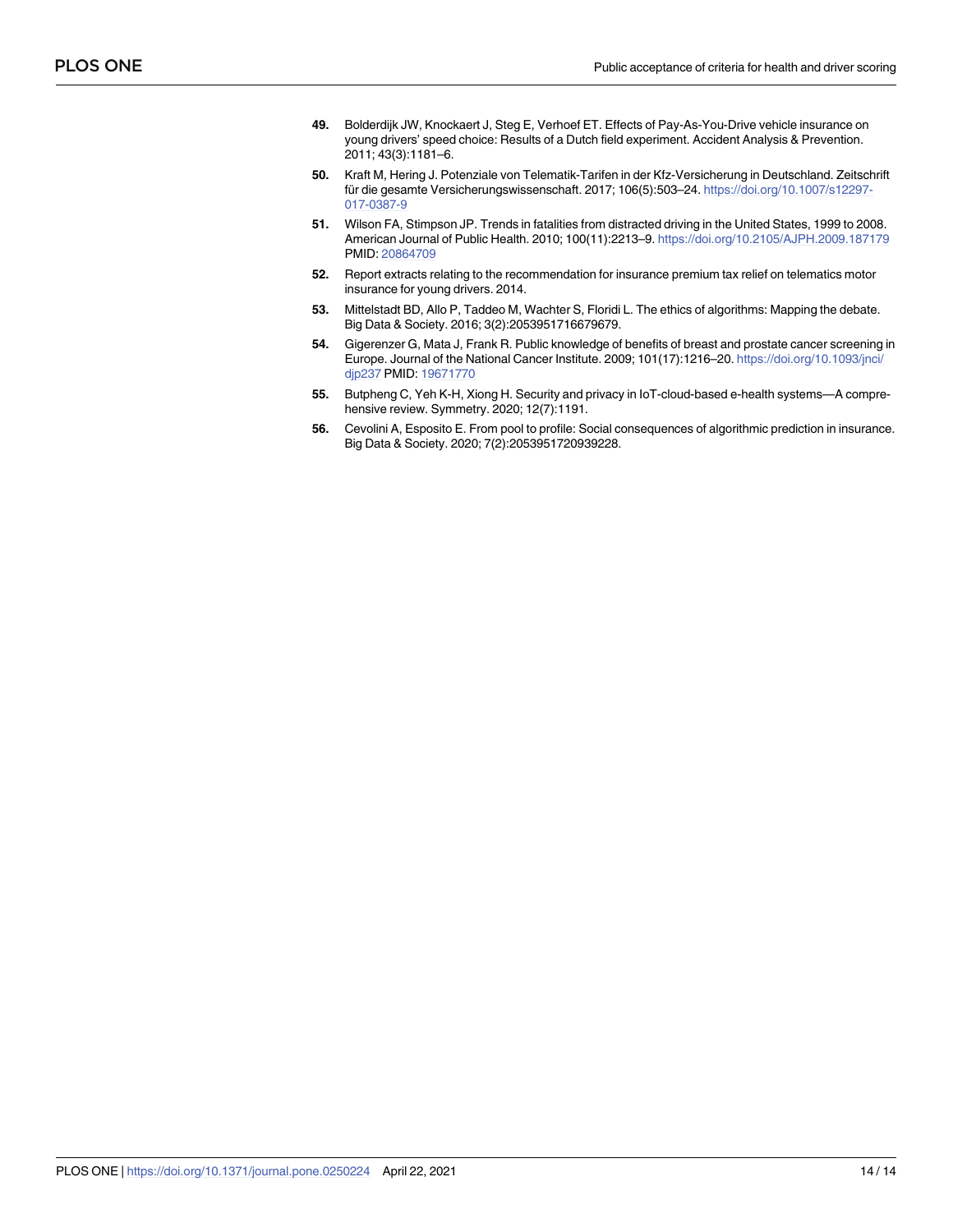49. Bolderdijk JW, Knockaert J, Steg E, Verhoef ET. Effects of Pay-As-You-Drive vehicle insurance on young drivers' speed choice: Results of a Dutch field experiment. Accident Analysis & Prevention. 2011; 43(3):1181–6.
50. Kraft M, Hering J. Potenziale von Telematik-Tarifen in der Kfz-Versicherung in Deutschland. Zeitschrift für die gesamte Versicherungswissenschaft. 2017; 106(5):503–24. https://doi.org/10.1007/s12297-017-0387-9
51. Wilson FA, Stimpson JP. Trends in fatalities from distracted driving in the United States, 1999 to 2008. American Journal of Public Health. 2010; 100(11):2213–9. https://doi.org/10.2105/AJPH.2009.187179 PMID: 20864709
52. Report extracts relating to the recommendation for insurance premium tax relief on telematics motor insurance for young drivers. 2014.
53. Mittelstadt BD, Allo P, Taddeo M, Wachter S, Floridi L. The ethics of algorithms: Mapping the debate. Big Data & Society. 2016; 3(2):2053951716679679.
54. Gigerenzer G, Mata J, Frank R. Public knowledge of benefits of breast and prostate cancer screening in Europe. Journal of the National Cancer Institute. 2009; 101(17):1216–20. https://doi.org/10.1093/jnci/djp237 PMID: 19671770
55. Butpheng C, Yeh K-H, Xiong H. Security and privacy in IoT-cloud-based e-health systems—A comprehensive review. Symmetry. 2020; 12(7):1191.
56. Cevolini A, Esposito E. From pool to profile: Social consequences of algorithmic prediction in insurance. Big Data & Society. 2020; 7(2):2053951720939228.